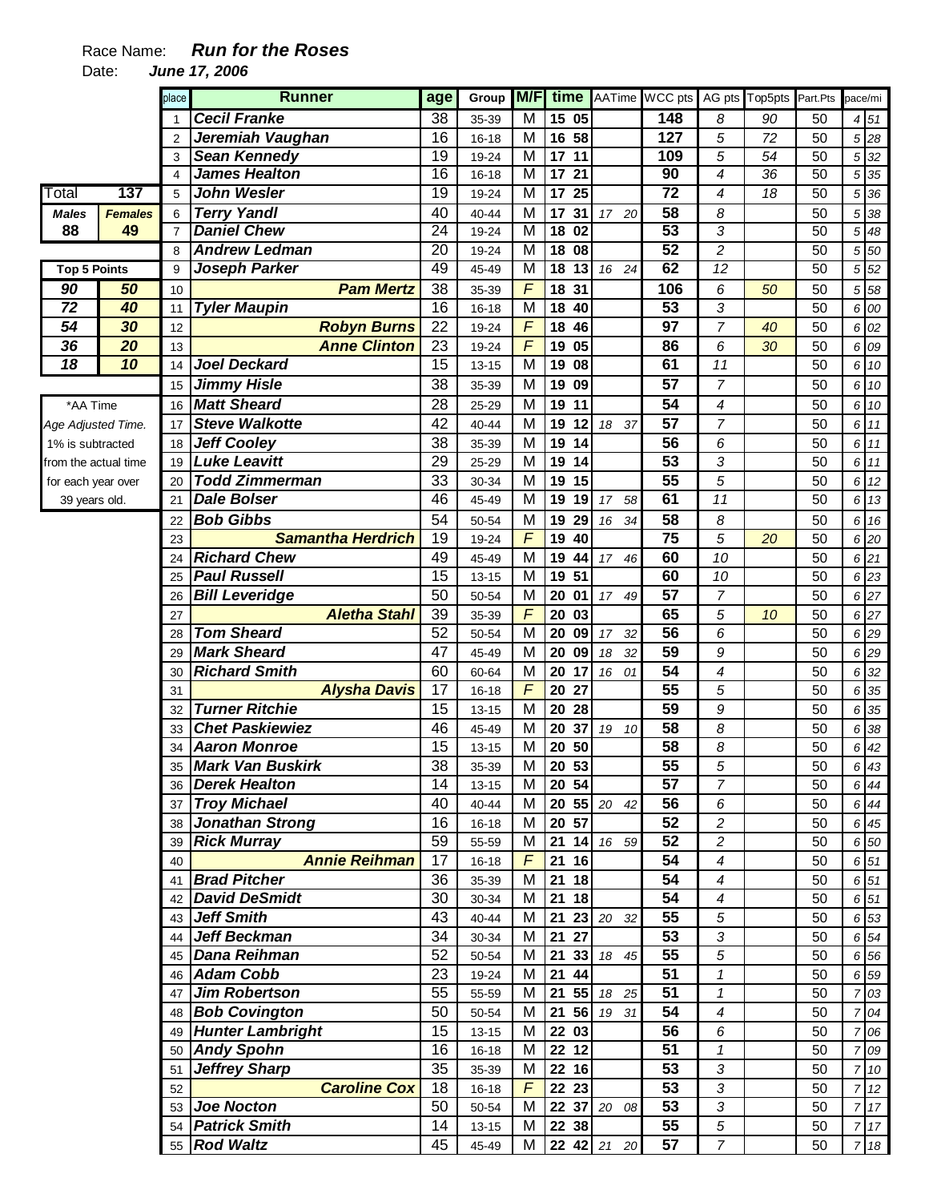Race Name: ***Run for the Roses***

Date: ***June 17, 2006***

| Total | 137 |
|---|---|
| **Males** | **Females** |
| **88** | **49** |

| Top 5 Points | |
|---|---|
| 90 | 50 |
| 72 | 40 |
| 54 | 30 |
| 36 | 20 |
| 18 | 10 |

*AA Time
*Age Adjusted Time.*
1% is subtracted from the actual time for each year over 39 years old.

| place | Runner | age | Group | M/F | time | AATime | WCC pts | AG pts | Top5pts | Part.Pts | pace/mi |
|---|---|---|---|---|---|---|---|---|---|---|---|
| 1 | Cecil Franke | 38 | 35-39 | M | 15 05 | | 148 | 8 | 90 | 50 | 4 51 |
| 2 | Jeremiah Vaughan | 16 | 16-18 | M | 16 58 | | 127 | 5 | 72 | 50 | 5 28 |
| 3 | Sean Kennedy | 19 | 19-24 | M | 17 11 | | 109 | 5 | 54 | 50 | 5 32 |
| 4 | James Healton | 16 | 16-18 | M | 17 21 | | 90 | 4 | 36 | 50 | 5 35 |
| 5 | John Wesler | 19 | 19-24 | M | 17 25 | | 72 | 4 | 18 | 50 | 5 36 |
| 6 | Terry Yandl | 40 | 40-44 | M | 17 31 | 17 20 | 58 | 8 | | 50 | 5 38 |
| 7 | Daniel Chew | 24 | 19-24 | M | 18 02 | | 53 | 3 | | 50 | 5 48 |
| 8 | Andrew Ledman | 20 | 19-24 | M | 18 08 | | 52 | 2 | | 50 | 5 50 |
| 9 | Joseph Parker | 49 | 45-49 | M | 18 13 | 16 24 | 62 | 12 | | 50 | 5 52 |
| 10 | Pam Mertz | 38 | 35-39 | F | 18 31 | | 106 | 6 | 50 | 50 | 5 58 |
| 11 | Tyler Maupin | 16 | 16-18 | M | 18 40 | | 53 | 3 | | 50 | 6 00 |
| 12 | Robyn Burns | 22 | 19-24 | F | 18 46 | | 97 | 7 | 40 | 50 | 6 02 |
| 13 | Anne Clinton | 23 | 19-24 | F | 19 05 | | 86 | 6 | 30 | 50 | 6 09 |
| 14 | Joel Deckard | 15 | 13-15 | M | 19 08 | | 61 | 11 | | 50 | 6 10 |
| 15 | Jimmy Hisle | 38 | 35-39 | M | 19 09 | | 57 | 7 | | 50 | 6 10 |
| 16 | Matt Sheard | 28 | 25-29 | M | 19 11 | | 54 | 4 | | 50 | 6 10 |
| 17 | Steve Walkotte | 42 | 40-44 | M | 19 12 | 18 37 | 57 | 7 | | 50 | 6 11 |
| 18 | Jeff Cooley | 38 | 35-39 | M | 19 14 | | 56 | 6 | | 50 | 6 11 |
| 19 | Luke Leavitt | 29 | 25-29 | M | 19 14 | | 53 | 3 | | 50 | 6 11 |
| 20 | Todd Zimmerman | 33 | 30-34 | M | 19 15 | | 55 | 5 | | 50 | 6 12 |
| 21 | Dale Bolser | 46 | 45-49 | M | 19 19 | 17 58 | 61 | 11 | | 50 | 6 13 |
| 22 | Bob Gibbs | 54 | 50-54 | M | 19 29 | 16 34 | 58 | 8 | | 50 | 6 16 |
| 23 | Samantha Herdrich | 19 | 19-24 | F | 19 40 | | 75 | 5 | 20 | 50 | 6 20 |
| 24 | Richard Chew | 49 | 45-49 | M | 19 44 | 17 46 | 60 | 10 | | 50 | 6 21 |
| 25 | Paul Russell | 15 | 13-15 | M | 19 51 | | 60 | 10 | | 50 | 6 23 |
| 26 | Bill Leveridge | 50 | 50-54 | M | 20 01 | 17 49 | 57 | 7 | | 50 | 6 27 |
| 27 | Aletha Stahl | 39 | 35-39 | F | 20 03 | | 65 | 5 | 10 | 50 | 6 27 |
| 28 | Tom Sheard | 52 | 50-54 | M | 20 09 | 17 32 | 56 | 6 | | 50 | 6 29 |
| 29 | Mark Sheard | 47 | 45-49 | M | 20 09 | 18 32 | 59 | 9 | | 50 | 6 29 |
| 30 | Richard Smith | 60 | 60-64 | M | 20 17 | 16 01 | 54 | 4 | | 50 | 6 32 |
| 31 | Alysha Davis | 17 | 16-18 | F | 20 27 | | 55 | 5 | | 50 | 6 35 |
| 32 | Turner Ritchie | 15 | 13-15 | M | 20 28 | | 59 | 9 | | 50 | 6 35 |
| 33 | Chet Paskiewiez | 46 | 45-49 | M | 20 37 | 19 10 | 58 | 8 | | 50 | 6 38 |
| 34 | Aaron Monroe | 15 | 13-15 | M | 20 50 | | 58 | 8 | | 50 | 6 42 |
| 35 | Mark Van Buskirk | 38 | 35-39 | M | 20 53 | | 55 | 5 | | 50 | 6 43 |
| 36 | Derek Healton | 14 | 13-15 | M | 20 54 | | 57 | 7 | | 50 | 6 44 |
| 37 | Troy Michael | 40 | 40-44 | M | 20 55 | 20 42 | 56 | 6 | | 50 | 6 44 |
| 38 | Jonathan Strong | 16 | 16-18 | M | 20 57 | | 52 | 2 | | 50 | 6 45 |
| 39 | Rick Murray | 59 | 55-59 | M | 21 14 | 16 59 | 52 | 2 | | 50 | 6 50 |
| 40 | Annie Reihman | 17 | 16-18 | F | 21 16 | | 54 | 4 | | 50 | 6 51 |
| 41 | Brad Pitcher | 36 | 35-39 | M | 21 18 | | 54 | 4 | | 50 | 6 51 |
| 42 | David DeSmidt | 30 | 30-34 | M | 21 18 | | 54 | 4 | | 50 | 6 51 |
| 43 | Jeff Smith | 43 | 40-44 | M | 21 23 | 20 32 | 55 | 5 | | 50 | 6 53 |
| 44 | Jeff Beckman | 34 | 30-34 | M | 21 27 | | 53 | 3 | | 50 | 6 54 |
| 45 | Dana Reihman | 52 | 50-54 | M | 21 33 | 18 45 | 55 | 5 | | 50 | 6 56 |
| 46 | Adam Cobb | 23 | 19-24 | M | 21 44 | | 51 | 1 | | 50 | 6 59 |
| 47 | Jim Robertson | 55 | 55-59 | M | 21 55 | 18 25 | 51 | 1 | | 50 | 7 03 |
| 48 | Bob Covington | 50 | 50-54 | M | 21 56 | 19 31 | 54 | 4 | | 50 | 7 04 |
| 49 | Hunter Lambright | 15 | 13-15 | M | 22 03 | | 56 | 6 | | 50 | 7 06 |
| 50 | Andy Spohn | 16 | 16-18 | M | 22 12 | | 51 | 1 | | 50 | 7 09 |
| 51 | Jeffrey Sharp | 35 | 35-39 | M | 22 16 | | 53 | 3 | | 50 | 7 10 |
| 52 | Caroline Cox | 18 | 16-18 | F | 22 23 | | 53 | 3 | | 50 | 7 12 |
| 53 | Joe Nocton | 50 | 50-54 | M | 22 37 | 20 08 | 53 | 3 | | 50 | 7 17 |
| 54 | Patrick Smith | 14 | 13-15 | M | 22 38 | | 55 | 5 | | 50 | 7 17 |
| 55 | Rod Waltz | 45 | 45-49 | M | 22 42 | 21 20 | 57 | 7 | | 50 | 7 18 |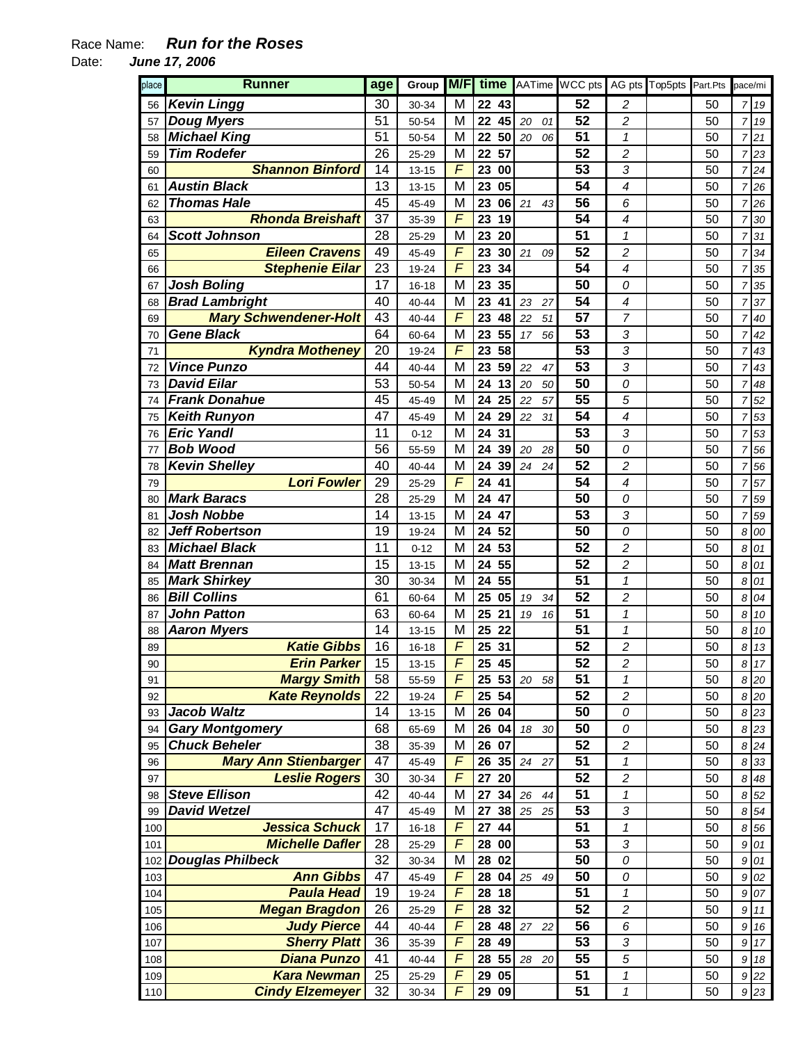Race Name: ***Run for the Roses***

Date: ***June 17, 2006***

| place | Runner | age | Group | M/F | time | | AATime | | WCC pts | AG pts | Top5pts | Part.Pts | pace/mi | |
|---|---|---|---|---|---|---|---|---|---|---|---|---|---|---|
| 56 | Kevin Lingg | 30 | 30-34 | M | 22 | 43 | | | 52 | 2 | | 50 | 7 | 19 |
| 57 | Doug Myers | 51 | 50-54 | M | 22 | 45 | 20 | 01 | 52 | 2 | | 50 | 7 | 19 |
| 58 | Michael King | 51 | 50-54 | M | 22 | 50 | 20 | 06 | 51 | 1 | | 50 | 7 | 21 |
| 59 | Tim Rodefer | 26 | 25-29 | M | 22 | 57 | | | 52 | 2 | | 50 | 7 | 23 |
| 60 | Shannon Binford | 14 | 13-15 | F | 23 | 00 | | | 53 | 3 | | 50 | 7 | 24 |
| 61 | Austin Black | 13 | 13-15 | M | 23 | 05 | | | 54 | 4 | | 50 | 7 | 26 |
| 62 | Thomas Hale | 45 | 45-49 | M | 23 | 06 | 21 | 43 | 56 | 6 | | 50 | 7 | 26 |
| 63 | Rhonda Breishaft | 37 | 35-39 | F | 23 | 19 | | | 54 | 4 | | 50 | 7 | 30 |
| 64 | Scott Johnson | 28 | 25-29 | M | 23 | 20 | | | 51 | 1 | | 50 | 7 | 31 |
| 65 | Eileen Cravens | 49 | 45-49 | F | 23 | 30 | 21 | 09 | 52 | 2 | | 50 | 7 | 34 |
| 66 | Stephenie Eilar | 23 | 19-24 | F | 23 | 34 | | | 54 | 4 | | 50 | 7 | 35 |
| 67 | Josh Boling | 17 | 16-18 | M | 23 | 35 | | | 50 | 0 | | 50 | 7 | 35 |
| 68 | Brad Lambright | 40 | 40-44 | M | 23 | 41 | 23 | 27 | 54 | 4 | | 50 | 7 | 37 |
| 69 | Mary Schwendener-Holt | 43 | 40-44 | F | 23 | 48 | 22 | 51 | 57 | 7 | | 50 | 7 | 40 |
| 70 | Gene Black | 64 | 60-64 | M | 23 | 55 | 17 | 56 | 53 | 3 | | 50 | 7 | 42 |
| 71 | Kyndra Motheney | 20 | 19-24 | F | 23 | 58 | | | 53 | 3 | | 50 | 7 | 43 |
| 72 | Vince Punzo | 44 | 40-44 | M | 23 | 59 | 22 | 47 | 53 | 3 | | 50 | 7 | 43 |
| 73 | David Eilar | 53 | 50-54 | M | 24 | 13 | 20 | 50 | 50 | 0 | | 50 | 7 | 48 |
| 74 | Frank Donahue | 45 | 45-49 | M | 24 | 25 | 22 | 57 | 55 | 5 | | 50 | 7 | 52 |
| 75 | Keith Runyon | 47 | 45-49 | M | 24 | 29 | 22 | 31 | 54 | 4 | | 50 | 7 | 53 |
| 76 | Eric Yandl | 11 | 0-12 | M | 24 | 31 | | | 53 | 3 | | 50 | 7 | 53 |
| 77 | Bob Wood | 56 | 55-59 | M | 24 | 39 | 20 | 28 | 50 | 0 | | 50 | 7 | 56 |
| 78 | Kevin Shelley | 40 | 40-44 | M | 24 | 39 | 24 | 24 | 52 | 2 | | 50 | 7 | 56 |
| 79 | Lori Fowler | 29 | 25-29 | F | 24 | 41 | | | 54 | 4 | | 50 | 7 | 57 |
| 80 | Mark Baracs | 28 | 25-29 | M | 24 | 47 | | | 50 | 0 | | 50 | 7 | 59 |
| 81 | Josh Nobbe | 14 | 13-15 | M | 24 | 47 | | | 53 | 3 | | 50 | 7 | 59 |
| 82 | Jeff Robertson | 19 | 19-24 | M | 24 | 52 | | | 50 | 0 | | 50 | 8 | 00 |
| 83 | Michael Black | 11 | 0-12 | M | 24 | 53 | | | 52 | 2 | | 50 | 8 | 01 |
| 84 | Matt Brennan | 15 | 13-15 | M | 24 | 55 | | | 52 | 2 | | 50 | 8 | 01 |
| 85 | Mark Shirkey | 30 | 30-34 | M | 24 | 55 | | | 51 | 1 | | 50 | 8 | 01 |
| 86 | Bill Collins | 61 | 60-64 | M | 25 | 05 | 19 | 34 | 52 | 2 | | 50 | 8 | 04 |
| 87 | John Patton | 63 | 60-64 | M | 25 | 21 | 19 | 16 | 51 | 1 | | 50 | 8 | 10 |
| 88 | Aaron Myers | 14 | 13-15 | M | 25 | 22 | | | 51 | 1 | | 50 | 8 | 10 |
| 89 | Katie Gibbs | 16 | 16-18 | F | 25 | 31 | | | 52 | 2 | | 50 | 8 | 13 |
| 90 | Erin Parker | 15 | 13-15 | F | 25 | 45 | | | 52 | 2 | | 50 | 8 | 17 |
| 91 | Margy Smith | 58 | 55-59 | F | 25 | 53 | 20 | 58 | 51 | 1 | | 50 | 8 | 20 |
| 92 | Kate Reynolds | 22 | 19-24 | F | 25 | 54 | | | 52 | 2 | | 50 | 8 | 20 |
| 93 | Jacob Waltz | 14 | 13-15 | M | 26 | 04 | | | 50 | 0 | | 50 | 8 | 23 |
| 94 | Gary Montgomery | 68 | 65-69 | M | 26 | 04 | 18 | 30 | 50 | 0 | | 50 | 8 | 23 |
| 95 | Chuck Beheler | 38 | 35-39 | M | 26 | 07 | | | 52 | 2 | | 50 | 8 | 24 |
| 96 | Mary Ann Stienbarger | 47 | 45-49 | F | 26 | 35 | 24 | 27 | 51 | 1 | | 50 | 8 | 33 |
| 97 | Leslie Rogers | 30 | 30-34 | F | 27 | 20 | | | 52 | 2 | | 50 | 8 | 48 |
| 98 | Steve Ellison | 42 | 40-44 | M | 27 | 34 | 26 | 44 | 51 | 1 | | 50 | 8 | 52 |
| 99 | David Wetzel | 47 | 45-49 | M | 27 | 38 | 25 | 25 | 53 | 3 | | 50 | 8 | 54 |
| 100 | Jessica Schuck | 17 | 16-18 | F | 27 | 44 | | | 51 | 1 | | 50 | 8 | 56 |
| 101 | Michelle Dafler | 28 | 25-29 | F | 28 | 00 | | | 53 | 3 | | 50 | 9 | 01 |
| 102 | Douglas Philbeck | 32 | 30-34 | M | 28 | 02 | | | 50 | 0 | | 50 | 9 | 01 |
| 103 | Ann Gibbs | 47 | 45-49 | F | 28 | 04 | 25 | 49 | 50 | 0 | | 50 | 9 | 02 |
| 104 | Paula Head | 19 | 19-24 | F | 28 | 18 | | | 51 | 1 | | 50 | 9 | 07 |
| 105 | Megan Bragdon | 26 | 25-29 | F | 28 | 32 | | | 52 | 2 | | 50 | 9 | 11 |
| 106 | Judy Pierce | 44 | 40-44 | F | 28 | 48 | 27 | 22 | 56 | 6 | | 50 | 9 | 16 |
| 107 | Sherry Platt | 36 | 35-39 | F | 28 | 49 | | | 53 | 3 | | 50 | 9 | 17 |
| 108 | Diana Punzo | 41 | 40-44 | F | 28 | 55 | 28 | 20 | 55 | 5 | | 50 | 9 | 18 |
| 109 | Kara Newman | 25 | 25-29 | F | 29 | 05 | | | 51 | 1 | | 50 | 9 | 22 |
| 110 | Cindy Elzemeyer | 32 | 30-34 | F | 29 | 09 | | | 51 | 1 | | 50 | 9 | 23 |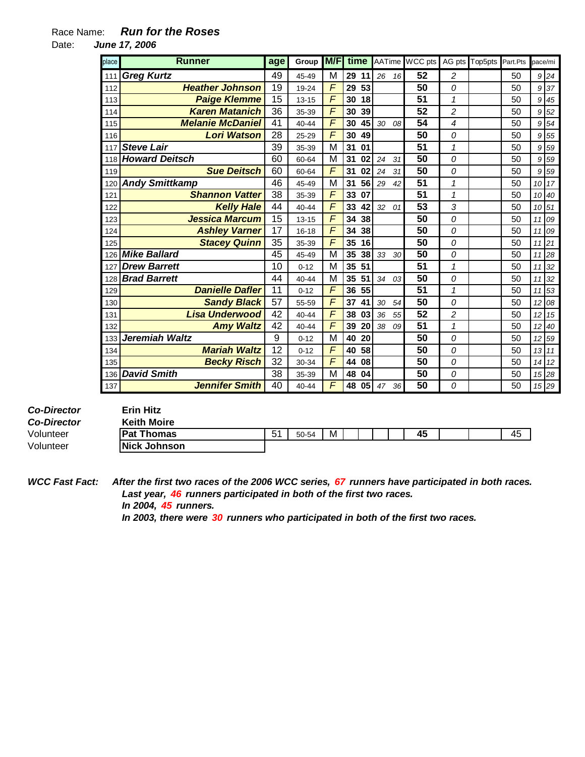Race Name: ***Run for the Roses***

Date: ***June 17, 2006***

| place | Runner | age | Group | M/F | time | | AATime | | WCC pts | AG pts | Top5pts | Part.Pts | pace/mi | |
|---|---|---|---|---|---|---|---|---|---|---|---|---|---|---|
| 111 | **Greg Kurtz** | 49 | 45-49 | M | 29 | 11 | 26 | 16 | 52 | 2 | | 50 | 9 | 24 |
| 112 | **Heather Johnson** | 19 | 19-24 | F | 29 | 53 | | | 50 | 0 | | 50 | 9 | 37 |
| 113 | **Paige Klemme** | 15 | 13-15 | F | 30 | 18 | | | 51 | 1 | | 50 | 9 | 45 |
| 114 | **Karen Matanich** | 36 | 35-39 | F | 30 | 39 | | | 52 | 2 | | 50 | 9 | 52 |
| 115 | **Melanie McDaniel** | 41 | 40-44 | F | 30 | 45 | 30 | 08 | 54 | 4 | | 50 | 9 | 54 |
| 116 | **Lori Watson** | 28 | 25-29 | F | 30 | 49 | | | 50 | 0 | | 50 | 9 | 55 |
| 117 | **Steve Lair** | 39 | 35-39 | M | 31 | 01 | | | 51 | 1 | | 50 | 9 | 59 |
| 118 | **Howard Deitsch** | 60 | 60-64 | M | 31 | 02 | 24 | 31 | 50 | 0 | | 50 | 9 | 59 |
| 119 | **Sue Deitsch** | 60 | 60-64 | F | 31 | 02 | 24 | 31 | 50 | 0 | | 50 | 9 | 59 |
| 120 | **Andy Smittkamp** | 46 | 45-49 | M | 31 | 56 | 29 | 42 | 51 | 1 | | 50 | 10 | 17 |
| 121 | **Shannon Vatter** | 38 | 35-39 | F | 33 | 07 | | | 51 | 1 | | 50 | 10 | 40 |
| 122 | **Kelly Hale** | 44 | 40-44 | F | 33 | 42 | 32 | 01 | 53 | 3 | | 50 | 10 | 51 |
| 123 | **Jessica Marcum** | 15 | 13-15 | F | 34 | 38 | | | 50 | 0 | | 50 | 11 | 09 |
| 124 | **Ashley Varner** | 17 | 16-18 | F | 34 | 38 | | | 50 | 0 | | 50 | 11 | 09 |
| 125 | **Stacey Quinn** | 35 | 35-39 | F | 35 | 16 | | | 50 | 0 | | 50 | 11 | 21 |
| 126 | **Mike Ballard** | 45 | 45-49 | M | 35 | 38 | 33 | 30 | 50 | 0 | | 50 | 11 | 28 |
| 127 | **Drew Barrett** | 10 | 0-12 | M | 35 | 51 | | | 51 | 1 | | 50 | 11 | 32 |
| 128 | **Brad Barrett** | 44 | 40-44 | M | 35 | 51 | 34 | 03 | 50 | 0 | | 50 | 11 | 32 |
| 129 | **Danielle Dafler** | 11 | 0-12 | F | 36 | 55 | | | 51 | 1 | | 50 | 11 | 53 |
| 130 | **Sandy Black** | 57 | 55-59 | F | 37 | 41 | 30 | 54 | 50 | 0 | | 50 | 12 | 08 |
| 131 | **Lisa Underwood** | 42 | 40-44 | F | 38 | 03 | 36 | 55 | 52 | 2 | | 50 | 12 | 15 |
| 132 | **Amy Waltz** | 42 | 40-44 | F | 39 | 20 | 38 | 09 | 51 | 1 | | 50 | 12 | 40 |
| 133 | **Jeremiah Waltz** | 9 | 0-12 | M | 40 | 20 | | | 50 | 0 | | 50 | 12 | 59 |
| 134 | **Mariah Waltz** | 12 | 0-12 | F | 40 | 58 | | | 50 | 0 | | 50 | 13 | 11 |
| 135 | **Becky Risch** | 32 | 30-34 | F | 44 | 08 | | | 50 | 0 | | 50 | 14 | 12 |
| 136 | **David Smith** | 38 | 35-39 | M | 48 | 04 | | | 50 | 0 | | 50 | 15 | 28 |
| 137 | **Jennifer Smith** | 40 | 40-44 | F | 48 | 05 | 47 | 36 | 50 | 0 | | 50 | 15 | 29 |

| Role | Name | age | Group | M/F | WCC pts | Part.Pts |
|---|---|---|---|---|---|---|
| ***Co-Director*** | **Erin Hitz** | | | | | |
| ***Co-Director*** | **Keith Moire** | | | | | |
| Volunteer | **Pat Thomas** | 51 | 50-54 | M | 45 | 45 |
| Volunteer | **Nick Johnson** | | | | | |

***WCC Fast Fact:*** ***After the first two races of the 2006 WCC series, 67 runners have participated in both races. Last year, 46 runners participated in both of the first two races. In 2004, 45 runners. In 2003, there were 30 runners who participated in both of the first two races.***